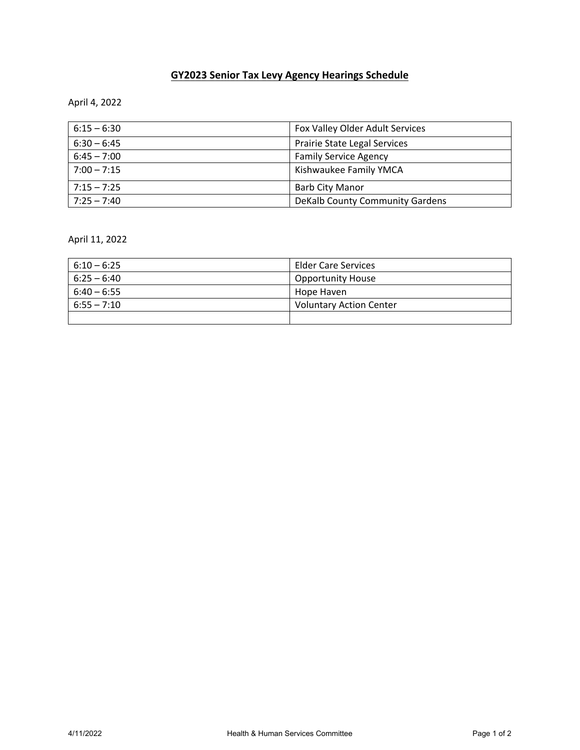# GY2023 Senior Tax Levy Agency Hearings Schedule

April 4, 2022

| | |
|---|---|
| 6:15 – 6:30 | Fox Valley Older Adult Services |
| 6:30 – 6:45 | Prairie State Legal Services |
| 6:45 – 7:00 | Family Service Agency |
| 7:00 – 7:15 | Kishwaukee Family YMCA |
| 7:15 – 7:25 | Barb City Manor |
| 7:25 – 7:40 | DeKalb County Community Gardens |

April 11, 2022

| | |
|---|---|
| 6:10 – 6:25 | Elder Care Services |
| 6:25 – 6:40 | Opportunity House |
| 6:40 – 6:55 | Hope Haven |
| 6:55 – 7:10 | Voluntary Action Center |
| | |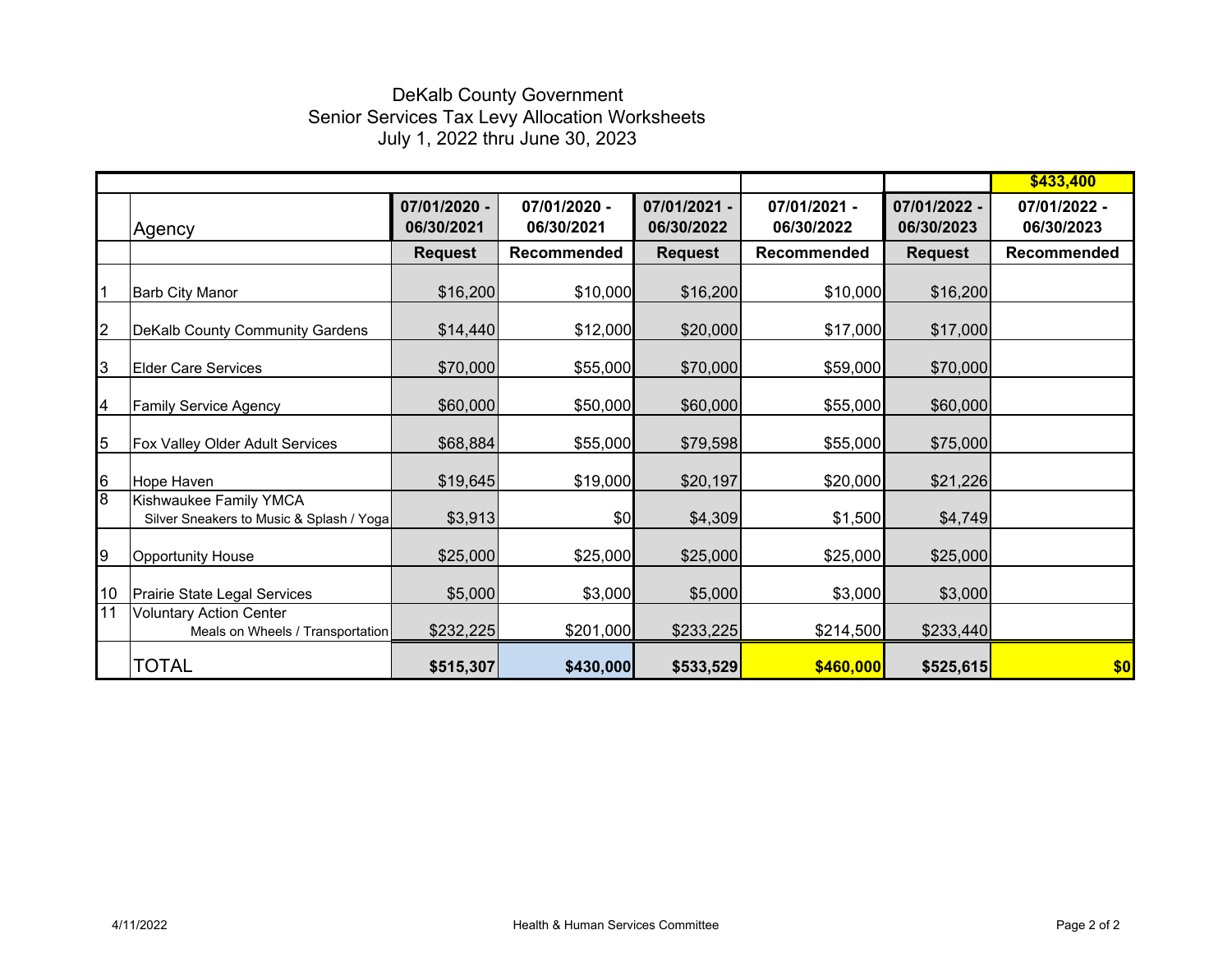DeKalb County Government
Senior Services Tax Levy Allocation Worksheets
July 1, 2022 thru June 30, 2023

| | | | | | | | $433,400 |
|---|---|---|---|---|---|---|---|
| | Agency | 07/01/2020 - 06/30/2021 | 07/01/2020 - 06/30/2021 | 07/01/2021 - 06/30/2022 | 07/01/2021 - 06/30/2022 | 07/01/2022 - 06/30/2023 | 07/01/2022 - 06/30/2023 |
| | | **Request** | **Recommended** | **Request** | **Recommended** | **Request** | **Recommended** |
| 1 | Barb City Manor | $16,200 | $10,000 | $16,200 | $10,000 | $16,200 | |
| 2 | DeKalb County Community Gardens | $14,440 | $12,000 | $20,000 | $17,000 | $17,000 | |
| 3 | Elder Care Services | $70,000 | $55,000 | $70,000 | $59,000 | $70,000 | |
| 4 | Family Service Agency | $60,000 | $50,000 | $60,000 | $55,000 | $60,000 | |
| 5 | Fox Valley Older Adult Services | $68,884 | $55,000 | $79,598 | $55,000 | $75,000 | |
| 6 | Hope Haven | $19,645 | $19,000 | $20,197 | $20,000 | $21,226 | |
| 8 | Kishwaukee Family YMCA<br>Silver Sneakers to Music & Splash / Yoga | $3,913 | $0 | $4,309 | $1,500 | $4,749 | |
| 9 | Opportunity House | $25,000 | $25,000 | $25,000 | $25,000 | $25,000 | |
| 10 | Prairie State Legal Services | $5,000 | $3,000 | $5,000 | $3,000 | $3,000 | |
| 11 | Voluntary Action Center<br>Meals on Wheels / Transportation | $232,225 | $201,000 | $233,225 | $214,500 | $233,440 | |
| | TOTAL | **$515,307** | **$430,000** | **$533,529** | **$460,000** | **$525,615** | **$0** |

4/11/2022 Health & Human Services Committee